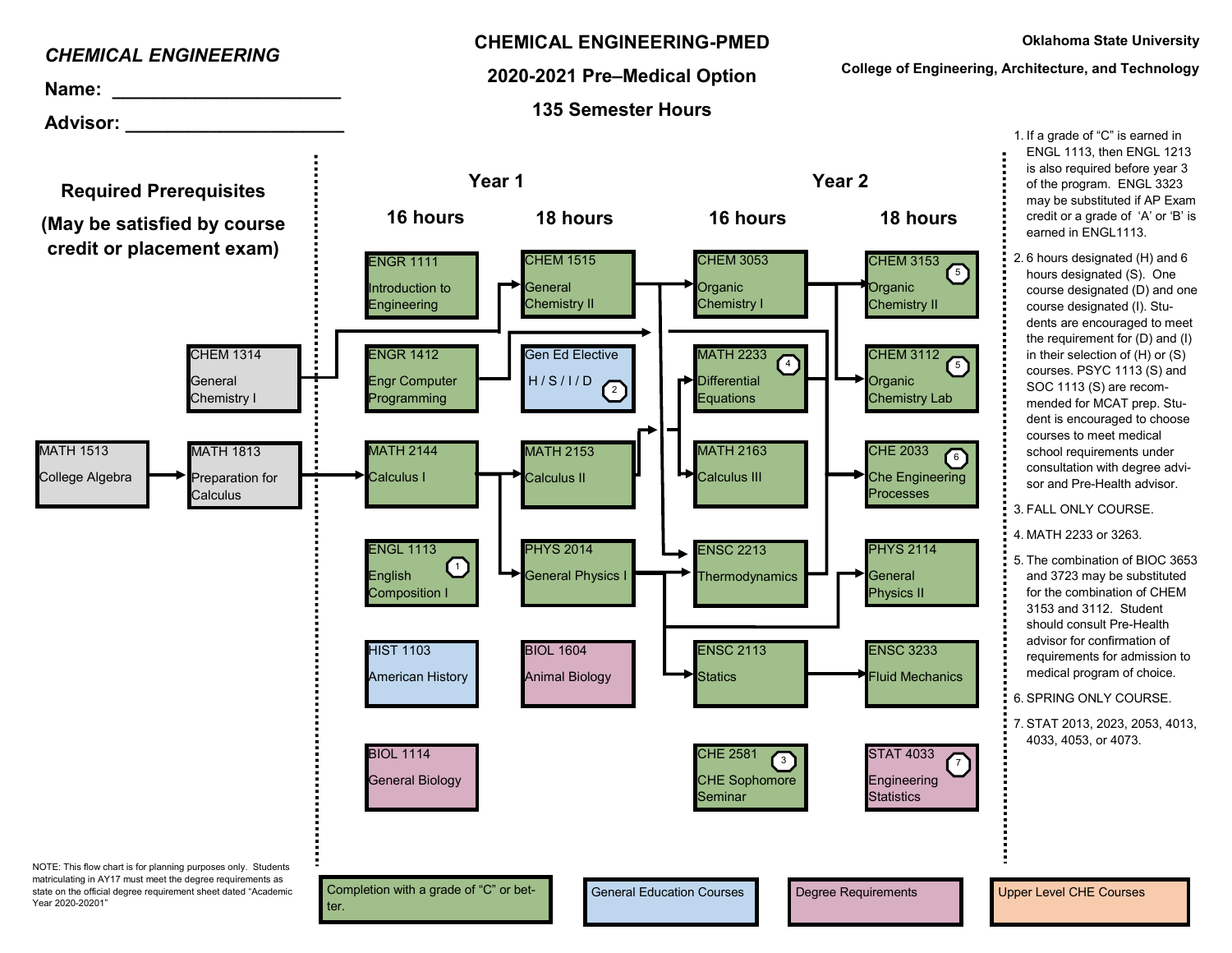*CHEMICAL ENGINEERING*

**Name:** ____________________

**Advisor:** ____________________

# CHEMICAL ENGINEERING-PMED

## 2020-2021 Pre–Medical Option

## 135 Semester Hours

**Oklahoma State University**

**College of Engineering, Architecture, and Technology**

### Required Prerequisites

**(May be satisfied by course credit or placement exam)**

- MATH 1513 College Algebra → MATH 1813 Preparation for Calculus
- CHEM 1314 General Chemistry I

| Year 1 | | Year 2 | |
|---|---|---|---|
| **16 hours** | **18 hours** | **16 hours** | **18 hours** |
| ENGR 1111 Introduction to Engineering | CHEM 1515 General Chemistry II | CHEM 3053 Organic Chemistry I | CHEM 3153 Organic Chemistry II (5) |
| ENGR 1412 Engr Computer Programming | Gen Ed Elective H / S / I / D (2) | MATH 2233 Differential Equations (4) | CHEM 3112 Organic Chemistry Lab (5) |
| MATH 2144 Calculus I | MATH 2153 Calculus II | MATH 2163 Calculus III | CHE 2033 Che Engineering Processes (6) |
| ENGL 1113 English Composition I (1) | PHYS 2014 General Physics I | ENSC 2213 Thermodynamics | PHYS 2114 General Physics II |
| HIST 1103 American History | BIOL 1604 Animal Biology | ENSC 2113 Statics | ENSC 3233 Fluid Mechanics |
| BIOL 1114 General Biology | | CHE 2581 CHE Sophomore Seminar (3) | STAT 4033 Engineering Statistics (7) |

1. If a grade of “C” is earned in ENGL 1113, then ENGL 1213 is also required before year 3 of the program. ENGL 3323 may be substituted if AP Exam credit or a grade of ‘A’ or ‘B’ is earned in ENGL1113.
2. 6 hours designated (H) and 6 hours designated (S). One course designated (D) and one course designated (I). Students are encouraged to meet the requirement for (D) and (I) in their selection of (H) or (S) courses. PSYC 1113 (S) and SOC 1113 (S) are recommended for MCAT prep. Student is encouraged to choose courses to meet medical school requirements under consultation with degree advisor and Pre-Health advisor.
3. FALL ONLY COURSE.
4. MATH 2233 or 3263.
5. The combination of BIOC 3653 and 3723 may be substituted for the combination of CHEM 3153 and 3112. Student should consult Pre-Health advisor for confirmation of requirements for admission to medical program of choice.
6. SPRING ONLY COURSE.
7. STAT 2013, 2023, 2053, 4013, 4033, 4053, or 4073.

NOTE: This flow chart is for planning purposes only. Students matriculating in AY17 must meet the degree requirements as state on the official degree requirement sheet dated “Academic Year 2020-20201”

Legend: Completion with a grade of “C” or better | General Education Courses | Degree Requirements | Upper Level CHE Courses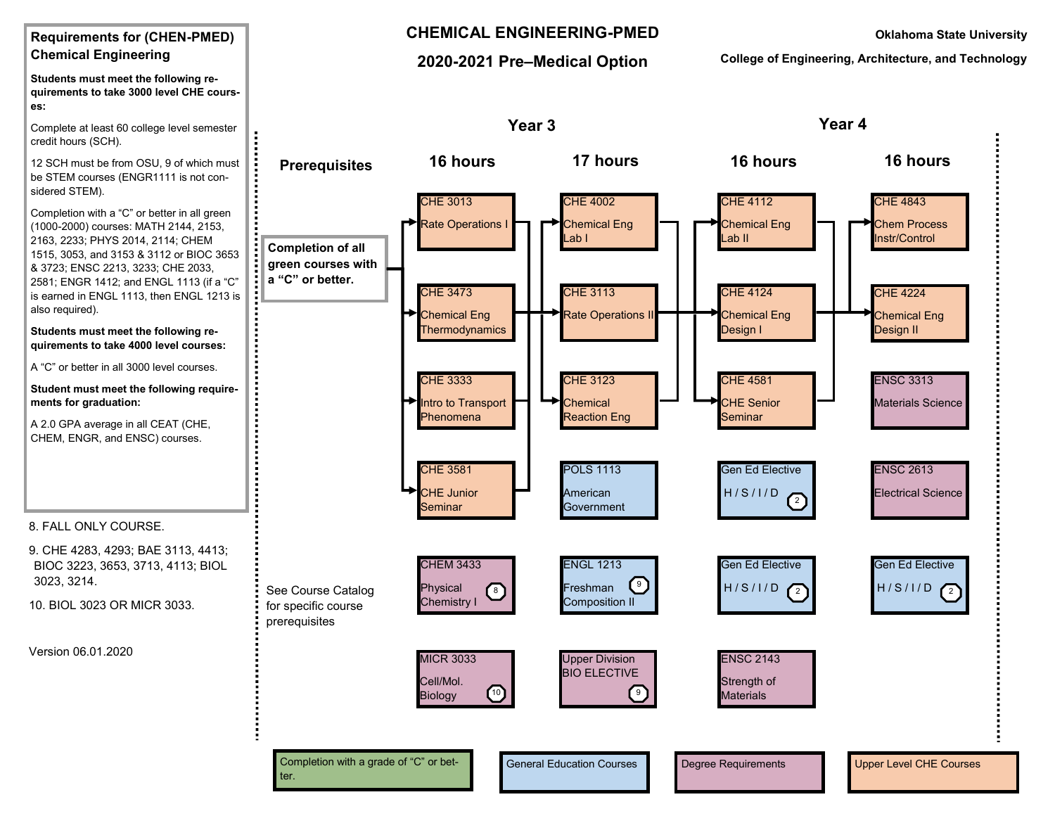# CHEMICAL ENGINEERING-PMED

## 2020-2021 Pre–Medical Option

**Oklahoma State University**

**College of Engineering, Architecture, and Technology**

### Requirements for (CHEN-PMED) Chemical Engineering

**Students must meet the following requirements to take 3000 level CHE courses:**

Complete at least 60 college level semester credit hours (SCH).

12 SCH must be from OSU, 9 of which must be STEM courses (ENGR1111 is not considered STEM).

Completion with a "C" or better in all green (1000-2000) courses: MATH 2144, 2153, 2163, 2233; PHYS 2014, 2114; CHEM 1515, 3053, and 3153 & 3112 or BIOC 3653 & 3723; ENSC 2213, 3233; CHE 2033, 2581; ENGR 1412; and ENGL 1113 (if a "C" is earned in ENGL 1113, then ENGL 1213 is also required).

**Students must meet the following requirements to take 4000 level courses:**

A "C" or better in all 3000 level courses.

**Student must meet the following requirements for graduation:**

A 2.0 GPA average in all CEAT (CHE, CHEM, ENGR, and ENSC) courses.

8. FALL ONLY COURSE.

9. CHE 4283, 4293; BAE 3113, 4413; BIOC 3223, 3653, 3713, 4113; BIOL 3023, 3214.

10. BIOL 3023 OR MICR 3033.

Version 06.01.2020

### Prerequisites

**Completion of all green courses with a "C" or better.**

See Course Catalog for specific course prerequisites

| Year 3 – 16 hours | Year 3 – 17 hours | Year 4 – 16 hours | Year 4 – 16 hours |
|---|---|---|---|
| CHE 3013 Rate Operations I | CHE 4002 Chemical Eng Lab I | CHE 4112 Chemical Eng Lab II | CHE 4843 Chem Process Instr/Control |
| CHE 3473 Chemical Eng Thermodynamics | CHE 3113 Rate Operations II | CHE 4124 Chemical Eng Design I | CHE 4224 Chemical Eng Design II |
| CHE 3333 Intro to Transport Phenomena | CHE 3123 Chemical Reaction Eng | CHE 4581 CHE Senior Seminar | ENSC 3313 Materials Science |
| CHE 3581 CHE Junior Seminar | POLS 1113 American Government | Gen Ed Elective H / S / I / D (2) | ENSC 2613 Electrical Science |
| CHEM 3433 Physical Chemistry I (8) | ENGL 1213 Freshman Composition II (9) | Gen Ed Elective H / S / I / D (2) | Gen Ed Elective H / S / I / D (2) |
| MICR 3033 Cell/Mol. Biology (10) | Upper Division BIO ELECTIVE (9) | ENSC 2143 Strength of Materials | |

Completion with a grade of "C" or better.

General Education Courses

Degree Requirements

Upper Level CHE Courses